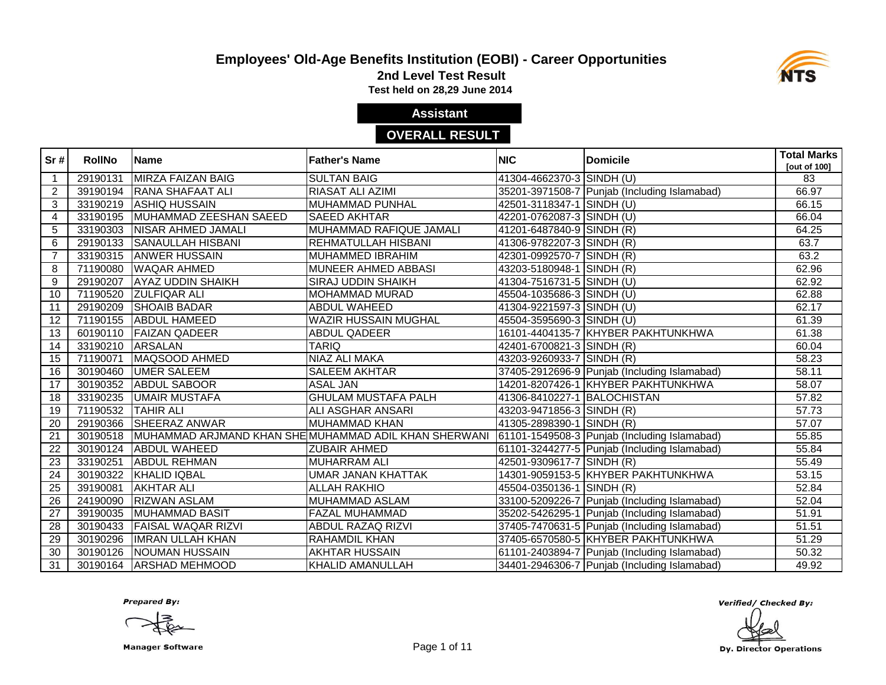# Employees' Old-Age Benefits Institution (EOBI) - Career Opportunities

## 2nd Level Test Result

**Test held on 28,29 June 2014**

**Assistant**

**OVERALL RESULT**

| Sr # | RollNo | Name | Father's Name | NIC | Domicile | Total Marks [out of 100] |
|---|---|---|---|---|---|---|
| 1 | 29190131 | MIRZA FAIZAN BAIG | SULTAN BAIG | 41304-4662370-3 | SINDH (U) | 83 |
| 2 | 39190194 | RANA SHAFAAT ALI | RIASAT ALI AZIMI | 35201-3971508-7 | Punjab (Including Islamabad) | 66.97 |
| 3 | 33190219 | ASHIQ HUSSAIN | MUHAMMAD PUNHAL | 42501-3118347-1 | SINDH (U) | 66.15 |
| 4 | 33190195 | MUHAMMAD ZEESHAN SAEED | SAEED AKHTAR | 42201-0762087-3 | SINDH (U) | 66.04 |
| 5 | 33190303 | NISAR AHMED JAMALI | MUHAMMAD RAFIQUE JAMALI | 41201-6487840-9 | SINDH (R) | 64.25 |
| 6 | 29190133 | SANAULLAH HISBANI | REHMATULLAH HISBANI | 41306-9782207-3 | SINDH (R) | 63.7 |
| 7 | 33190315 | ANWER HUSSAIN | MUHAMMED IBRAHIM | 42301-0992570-7 | SINDH (R) | 63.2 |
| 8 | 71190080 | WAQAR AHMED | MUNEER AHMED ABBASI | 43203-5180948-1 | SINDH (R) | 62.96 |
| 9 | 29190207 | AYAZ UDDIN SHAIKH | SIRAJ UDDIN SHAIKH | 41304-7516731-5 | SINDH (U) | 62.92 |
| 10 | 71190520 | ZULFIQAR ALI | MOHAMMAD MURAD | 45504-1035686-3 | SINDH (U) | 62.88 |
| 11 | 29190209 | SHOAIB BADAR | ABDUL WAHEED | 41304-9221597-3 | SINDH (U) | 62.17 |
| 12 | 71190155 | ABDUL HAMEED | WAZIR HUSSAIN MUGHAL | 45504-3595690-3 | SINDH (U) | 61.39 |
| 13 | 60190110 | FAIZAN QADEER | ABDUL QADEER | 16101-4404135-7 | KHYBER PAKHTUNKHWA | 61.38 |
| 14 | 33190210 | ARSALAN | TARIQ | 42401-6700821-3 | SINDH (R) | 60.04 |
| 15 | 71190071 | MAQSOOD AHMED | NIAZ ALI MAKA | 43203-9260933-7 | SINDH (R) | 58.23 |
| 16 | 30190460 | UMER SALEEM | SALEEM AKHTAR | 37405-2912696-9 | Punjab (Including Islamabad) | 58.11 |
| 17 | 30190352 | ABDUL SABOOR | ASAL JAN | 14201-8207426-1 | KHYBER PAKHTUNKHWA | 58.07 |
| 18 | 33190235 | UMAIR MUSTAFA | GHULAM MUSTAFA PALH | 41306-8410227-1 | BALOCHISTAN | 57.82 |
| 19 | 71190532 | TAHIR ALI | ALI ASGHAR ANSARI | 43203-9471856-3 | SINDH (R) | 57.73 |
| 20 | 29190366 | SHEERAZ ANWAR | MUHAMMAD KHAN | 41305-2898390-1 | SINDH (R) | 57.07 |
| 21 | 30190518 | MUHAMMAD ARJMAND KHAN SHE | MUHAMMAD ADIL KHAN SHERWANI | 61101-1549508-3 | Punjab (Including Islamabad) | 55.85 |
| 22 | 30190124 | ABDUL WAHEED | ZUBAIR AHMED | 61101-3244277-5 | Punjab (Including Islamabad) | 55.84 |
| 23 | 33190251 | ABDUL REHMAN | MUHARRAM ALI | 42501-9309617-7 | SINDH (R) | 55.49 |
| 24 | 30190322 | KHALID IQBAL | UMAR JANAN KHATTAK | 14301-9059153-5 | KHYBER PAKHTUNKHWA | 53.15 |
| 25 | 39190081 | AKHTAR ALI | ALLAH RAKHIO | 45504-0350136-1 | SINDH (R) | 52.84 |
| 26 | 24190090 | RIZWAN ASLAM | MUHAMMAD ASLAM | 33100-5209226-7 | Punjab (Including Islamabad) | 52.04 |
| 27 | 39190035 | MUHAMMAD BASIT | FAZAL MUHAMMAD | 35202-5426295-1 | Punjab (Including Islamabad) | 51.91 |
| 28 | 30190433 | FAISAL WAQAR RIZVI | ABDUL RAZAQ RIZVI | 37405-7470631-5 | Punjab (Including Islamabad) | 51.51 |
| 29 | 30190296 | IMRAN ULLAH KHAN | RAHAMDIL KHAN | 37405-6570580-5 | KHYBER PAKHTUNKHWA | 51.29 |
| 30 | 30190126 | NOUMAN HUSSAIN | AKHTAR HUSSAIN | 61101-2403894-7 | Punjab (Including Islamabad) | 50.32 |
| 31 | 30190164 | ARSHAD MEHMOOD | KHALID AMANULLAH | 34401-2946306-7 | Punjab (Including Islamabad) | 49.92 |

*Prepared By:*

Manager Software

*Verified/ Checked By:*

Dy. Director Operations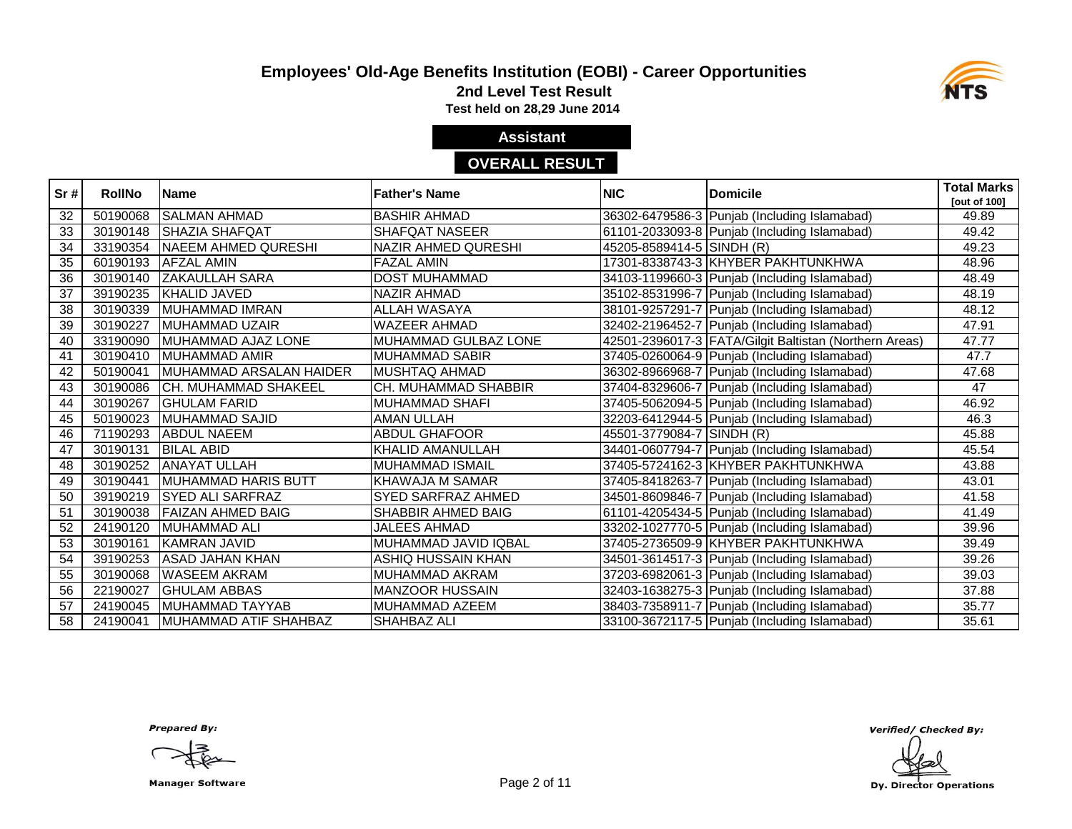# Employees' Old-Age Benefits Institution (EOBI) - Career Opportunities

## 2nd Level Test Result

**Test held on 28,29 June 2014**

### Assistant

### OVERALL RESULT

| Sr # | RollNo | Name | Father's Name | NIC | Domicile | Total Marks [out of 100] |
|---|---|---|---|---|---|---|
| 32 | 50190068 | SALMAN AHMAD | BASHIR AHMAD | 36302-6479586-3 | Punjab (Including Islamabad) | 49.89 |
| 33 | 30190148 | SHAZIA SHAFQAT | SHAFQAT NASEER | 61101-2033093-8 | Punjab (Including Islamabad) | 49.42 |
| 34 | 33190354 | NAEEM AHMED QURESHI | NAZIR AHMED QURESHI | 45205-8589414-5 | SINDH (R) | 49.23 |
| 35 | 60190193 | AFZAL AMIN | FAZAL AMIN | 17301-8338743-3 | KHYBER PAKHTUNKHWA | 48.96 |
| 36 | 30190140 | ZAKAULLAH SARA | DOST MUHAMMAD | 34103-1199660-3 | Punjab (Including Islamabad) | 48.49 |
| 37 | 39190235 | KHALID JAVED | NAZIR AHMAD | 35102-8531996-7 | Punjab (Including Islamabad) | 48.19 |
| 38 | 30190339 | MUHAMMAD IMRAN | ALLAH WASAYA | 38101-9257291-7 | Punjab (Including Islamabad) | 48.12 |
| 39 | 30190227 | MUHAMMAD UZAIR | WAZEER AHMAD | 32402-2196452-7 | Punjab (Including Islamabad) | 47.91 |
| 40 | 33190090 | MUHAMMAD AJAZ LONE | MUHAMMAD GULBAZ LONE | 42501-2396017-3 | FATA/Gilgit Baltistan (Northern Areas) | 47.77 |
| 41 | 30190410 | MUHAMMAD AMIR | MUHAMMAD SABIR | 37405-0260064-9 | Punjab (Including Islamabad) | 47.7 |
| 42 | 50190041 | MUHAMMAD ARSALAN HAIDER | MUSHTAQ AHMAD | 36302-8966968-7 | Punjab (Including Islamabad) | 47.68 |
| 43 | 30190086 | CH. MUHAMMAD SHAKEEL | CH. MUHAMMAD SHABBIR | 37404-8329606-7 | Punjab (Including Islamabad) | 47 |
| 44 | 30190267 | GHULAM FARID | MUHAMMAD SHAFI | 37405-5062094-5 | Punjab (Including Islamabad) | 46.92 |
| 45 | 50190023 | MUHAMMAD SAJID | AMAN ULLAH | 32203-6412944-5 | Punjab (Including Islamabad) | 46.3 |
| 46 | 71190293 | ABDUL NAEEM | ABDUL GHAFOOR | 45501-3779084-7 | SINDH (R) | 45.88 |
| 47 | 30190131 | BILAL ABID | KHALID AMANULLAH | 34401-0607794-7 | Punjab (Including Islamabad) | 45.54 |
| 48 | 30190252 | ANAYAT ULLAH | MUHAMMAD ISMAIL | 37405-5724162-3 | KHYBER PAKHTUNKHWA | 43.88 |
| 49 | 30190441 | MUHAMMAD HARIS BUTT | KHAWAJA M SAMAR | 37405-8418263-7 | Punjab (Including Islamabad) | 43.01 |
| 50 | 39190219 | SYED ALI SARFRAZ | SYED SARFRAZ AHMED | 34501-8609846-7 | Punjab (Including Islamabad) | 41.58 |
| 51 | 30190038 | FAIZAN AHMED BAIG | SHABBIR AHMED BAIG | 61101-4205434-5 | Punjab (Including Islamabad) | 41.49 |
| 52 | 24190120 | MUHAMMAD ALI | JALEES AHMAD | 33202-1027770-5 | Punjab (Including Islamabad) | 39.96 |
| 53 | 30190161 | KAMRAN JAVID | MUHAMMAD JAVID IQBAL | 37405-2736509-9 | KHYBER PAKHTUNKHWA | 39.49 |
| 54 | 39190253 | ASAD JAHAN KHAN | ASHIQ HUSSAIN KHAN | 34501-3614517-3 | Punjab (Including Islamabad) | 39.26 |
| 55 | 30190068 | WASEEM AKRAM | MUHAMMAD AKRAM | 37203-6982061-3 | Punjab (Including Islamabad) | 39.03 |
| 56 | 22190027 | GHULAM ABBAS | MANZOOR HUSSAIN | 32403-1638275-3 | Punjab (Including Islamabad) | 37.88 |
| 57 | 24190045 | MUHAMMAD TAYYAB | MUHAMMAD AZEEM | 38403-7358911-7 | Punjab (Including Islamabad) | 35.77 |
| 58 | 24190041 | MUHAMMAD ATIF SHAHBAZ | SHAHBAZ ALI | 33100-3672117-5 | Punjab (Including Islamabad) | 35.61 |

*Prepared By:*

Manager Software

*Verified/ Checked By:*

Dy. Director Operations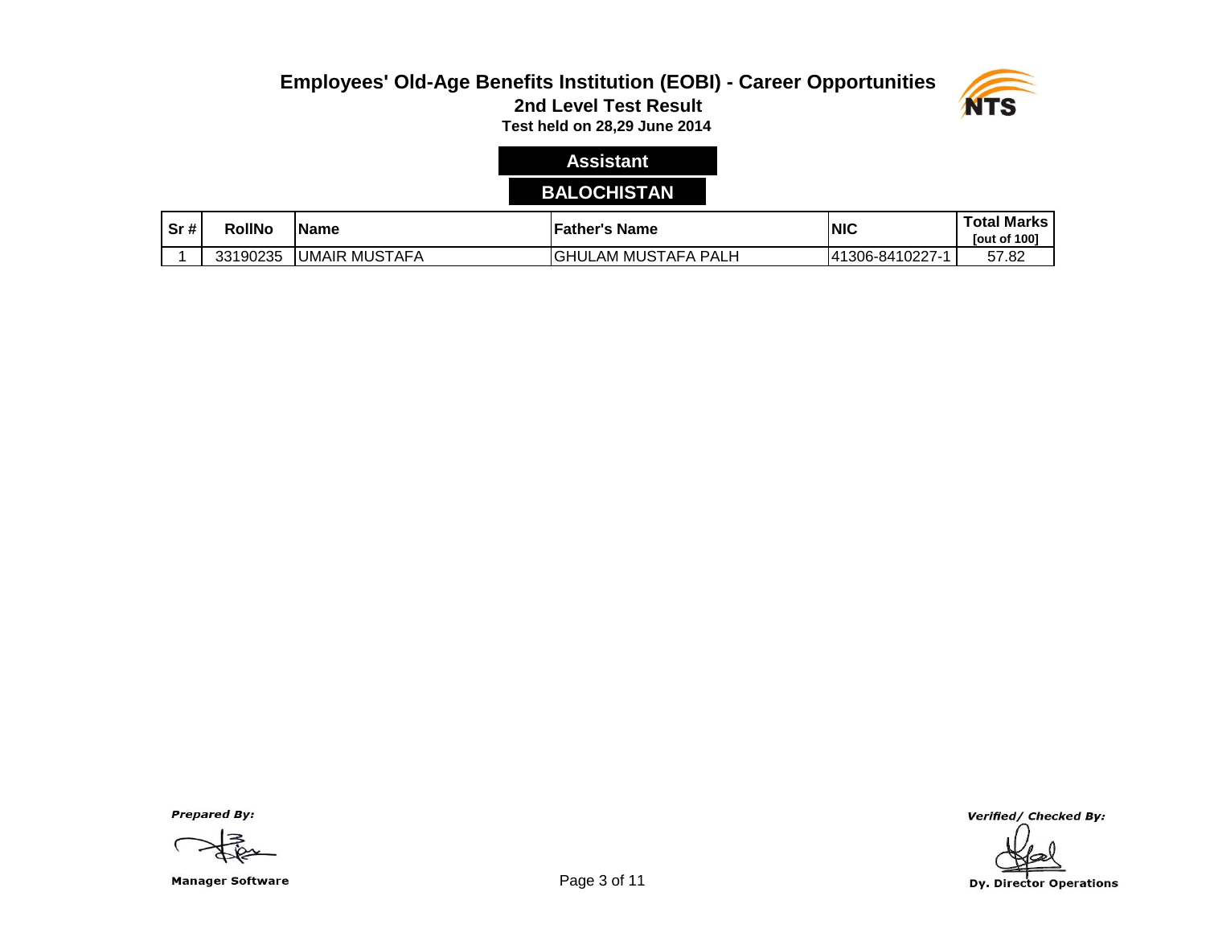# Employees' Old-Age Benefits Institution (EOBI) - Career Opportunities

## 2nd Level Test Result

**Test held on 28,29 June 2014**

### Assistant

### BALOCHISTAN

| Sr # | RollNo | Name | Father's Name | NIC | Total Marks [out of 100] |
|---|---|---|---|---|---|
| 1 | 33190235 | UMAIR MUSTAFA | GHULAM MUSTAFA PALH | 41306-8410227-1 | 57.82 |

*Prepared By:*

**Manager Software**

*Verified/ Checked By:*

**Dy. Director Operations**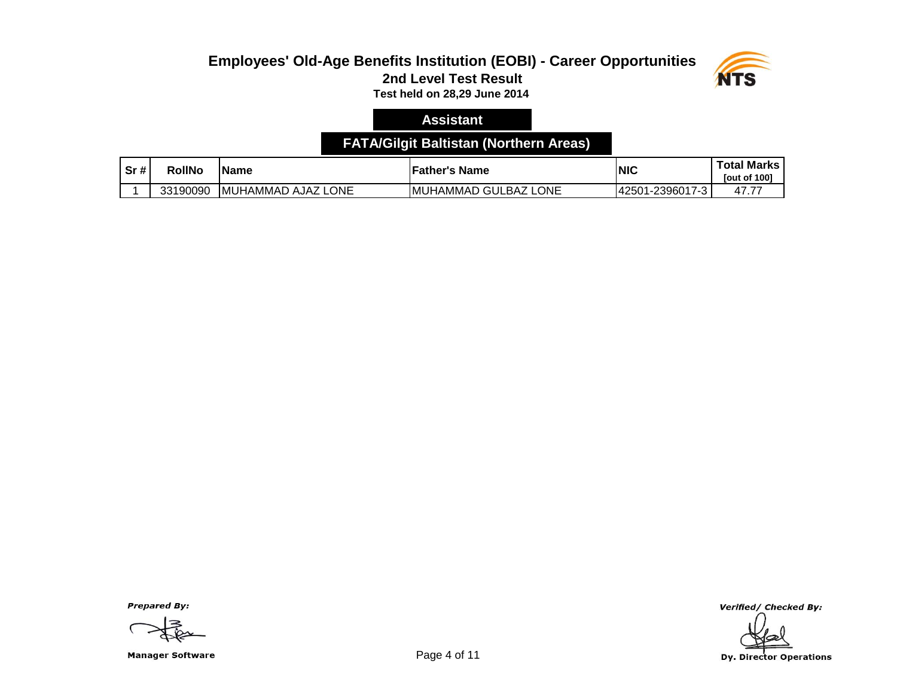# Employees' Old-Age Benefits Institution (EOBI) - Career Opportunities

## 2nd Level Test Result

**Test held on 28,29 June 2014**

### Assistant

### FATA/Gilgit Baltistan (Northern Areas)

| Sr # | RollNo | Name | Father's Name | NIC | Total Marks [out of 100] |
|---|---|---|---|---|---|
| 1 | 33190090 | MUHAMMAD AJAZ LONE | MUHAMMAD GULBAZ LONE | 42501-2396017-3 | 47.77 |

*Prepared By:*

**Manager Software**

*Verified/ Checked By:*

**Dy. Director Operations**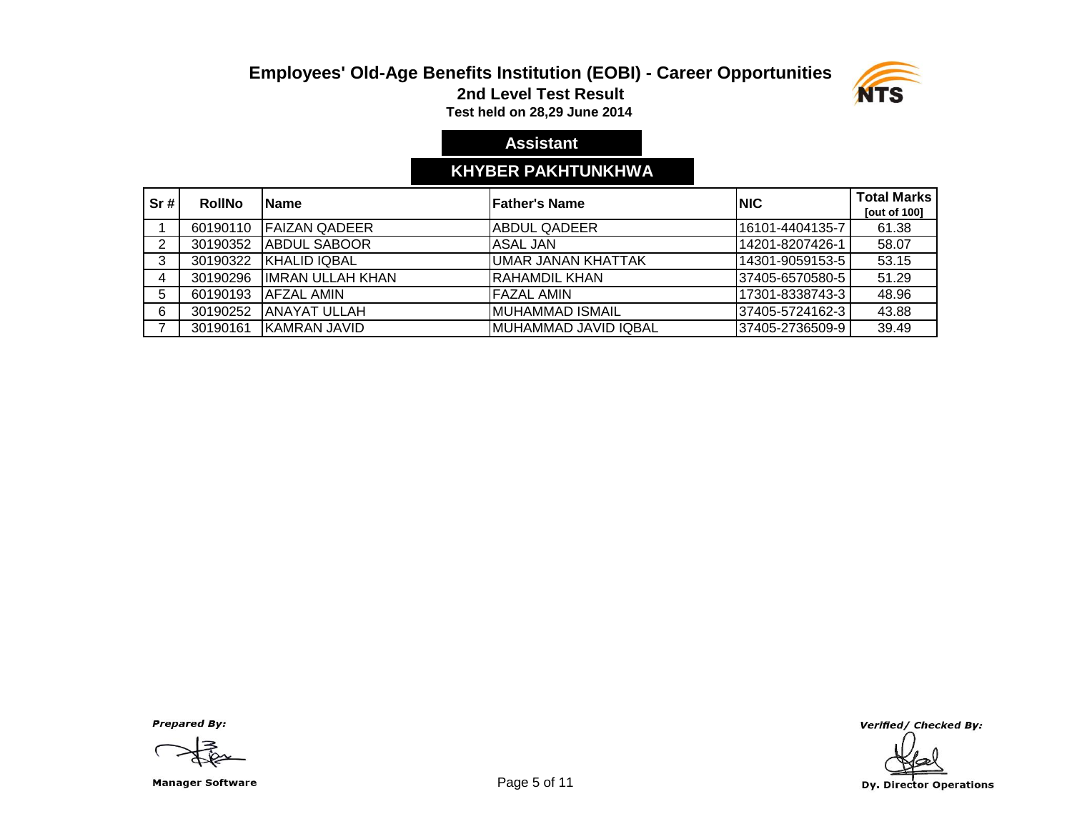# Employees' Old-Age Benefits Institution (EOBI) - Career Opportunities

## 2nd Level Test Result

**Test held on 28,29 June 2014**

### Assistant

### KHYBER PAKHTUNKHWA

| Sr # | RollNo | Name | Father's Name | NIC | Total Marks [out of 100] |
|---|---|---|---|---|---|
| 1 | 60190110 | FAIZAN QADEER | ABDUL QADEER | 16101-4404135-7 | 61.38 |
| 2 | 30190352 | ABDUL SABOOR | ASAL JAN | 14201-8207426-1 | 58.07 |
| 3 | 30190322 | KHALID IQBAL | UMAR JANAN KHATTAK | 14301-9059153-5 | 53.15 |
| 4 | 30190296 | IMRAN ULLAH KHAN | RAHAMDIL KHAN | 37405-6570580-5 | 51.29 |
| 5 | 60190193 | AFZAL AMIN | FAZAL AMIN | 17301-8338743-3 | 48.96 |
| 6 | 30190252 | ANAYAT ULLAH | MUHAMMAD ISMAIL | 37405-5724162-3 | 43.88 |
| 7 | 30190161 | KAMRAN JAVID | MUHAMMAD JAVID IQBAL | 37405-2736509-9 | 39.49 |

*Prepared By:*

Manager Software

*Verified/ Checked By:*

Dy. Director Operations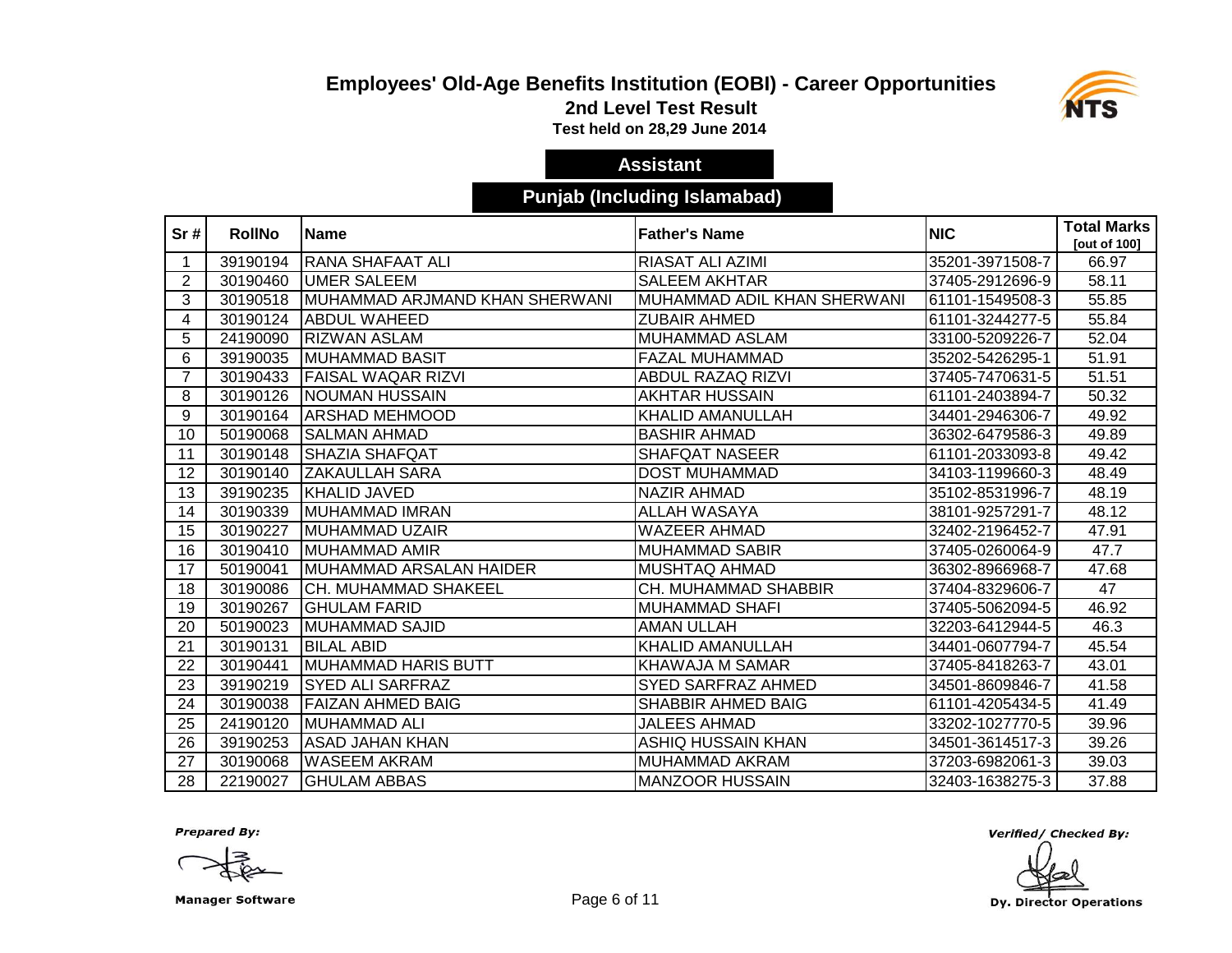# Employees' Old-Age Benefits Institution (EOBI) - Career Opportunities

## 2nd Level Test Result

**Test held on 28,29 June 2014**

### Assistant

### Punjab (Including Islamabad)

| Sr # | RollNo | Name | Father's Name | NIC | Total Marks [out of 100] |
|---|---|---|---|---|---|
| 1 | 39190194 | RANA SHAFAAT ALI | RIASAT ALI AZIMI | 35201-3971508-7 | 66.97 |
| 2 | 30190460 | UMER SALEEM | SALEEM AKHTAR | 37405-2912696-9 | 58.11 |
| 3 | 30190518 | MUHAMMAD ARJMAND KHAN SHERWANI | MUHAMMAD ADIL KHAN SHERWANI | 61101-1549508-3 | 55.85 |
| 4 | 30190124 | ABDUL WAHEED | ZUBAIR AHMED | 61101-3244277-5 | 55.84 |
| 5 | 24190090 | RIZWAN ASLAM | MUHAMMAD ASLAM | 33100-5209226-7 | 52.04 |
| 6 | 39190035 | MUHAMMAD BASIT | FAZAL MUHAMMAD | 35202-5426295-1 | 51.91 |
| 7 | 30190433 | FAISAL WAQAR RIZVI | ABDUL RAZAQ RIZVI | 37405-7470631-5 | 51.51 |
| 8 | 30190126 | NOUMAN HUSSAIN | AKHTAR HUSSAIN | 61101-2403894-7 | 50.32 |
| 9 | 30190164 | ARSHAD MEHMOOD | KHALID AMANULLAH | 34401-2946306-7 | 49.92 |
| 10 | 50190068 | SALMAN AHMAD | BASHIR AHMAD | 36302-6479586-3 | 49.89 |
| 11 | 30190148 | SHAZIA SHAFQAT | SHAFQAT NASEER | 61101-2033093-8 | 49.42 |
| 12 | 30190140 | ZAKAULLAH SARA | DOST MUHAMMAD | 34103-1199660-3 | 48.49 |
| 13 | 39190235 | KHALID JAVED | NAZIR AHMAD | 35102-8531996-7 | 48.19 |
| 14 | 30190339 | MUHAMMAD IMRAN | ALLAH WASAYA | 38101-9257291-7 | 48.12 |
| 15 | 30190227 | MUHAMMAD UZAIR | WAZEER AHMAD | 32402-2196452-7 | 47.91 |
| 16 | 30190410 | MUHAMMAD AMIR | MUHAMMAD SABIR | 37405-0260064-9 | 47.7 |
| 17 | 50190041 | MUHAMMAD ARSALAN HAIDER | MUSHTAQ AHMAD | 36302-8966968-7 | 47.68 |
| 18 | 30190086 | CH. MUHAMMAD SHAKEEL | CH. MUHAMMAD SHABBIR | 37404-8329606-7 | 47 |
| 19 | 30190267 | GHULAM FARID | MUHAMMAD SHAFI | 37405-5062094-5 | 46.92 |
| 20 | 50190023 | MUHAMMAD SAJID | AMAN ULLAH | 32203-6412944-5 | 46.3 |
| 21 | 30190131 | BILAL ABID | KHALID AMANULLAH | 34401-0607794-7 | 45.54 |
| 22 | 30190441 | MUHAMMAD HARIS BUTT | KHAWAJA M SAMAR | 37405-8418263-7 | 43.01 |
| 23 | 39190219 | SYED ALI SARFRAZ | SYED SARFRAZ AHMED | 34501-8609846-7 | 41.58 |
| 24 | 30190038 | FAIZAN AHMED BAIG | SHABBIR AHMED BAIG | 61101-4205434-5 | 41.49 |
| 25 | 24190120 | MUHAMMAD ALI | JALEES AHMAD | 33202-1027770-5 | 39.96 |
| 26 | 39190253 | ASAD JAHAN KHAN | ASHIQ HUSSAIN KHAN | 34501-3614517-3 | 39.26 |
| 27 | 30190068 | WASEEM AKRAM | MUHAMMAD AKRAM | 37203-6982061-3 | 39.03 |
| 28 | 22190027 | GHULAM ABBAS | MANZOOR HUSSAIN | 32403-1638275-3 | 37.88 |

*Prepared By:*

**Manager Software**

*Verified/ Checked By:*

**Dy. Director Operations**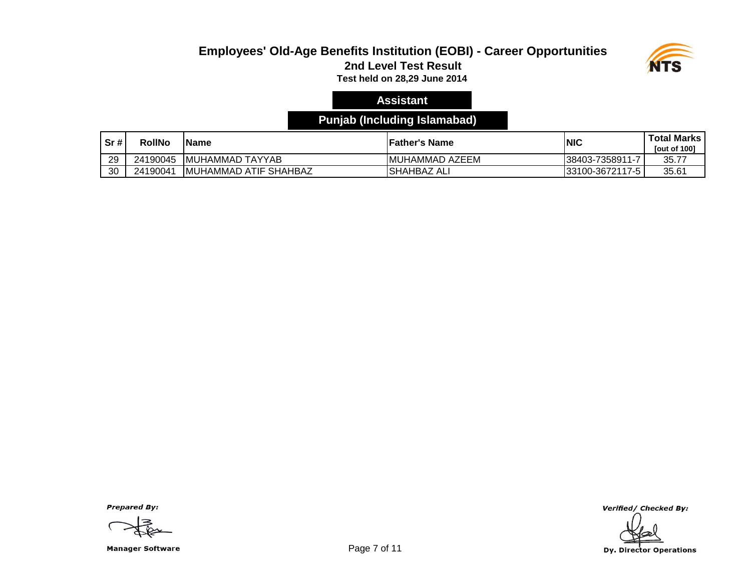# Employees' Old-Age Benefits Institution (EOBI) - Career Opportunities

## 2nd Level Test Result

**Test held on 28,29 June 2014**

### Assistant

### Punjab (Including Islamabad)

| Sr # | RollNo | Name | Father's Name | NIC | Total Marks [out of 100] |
|---|---|---|---|---|---|
| 29 | 24190045 | MUHAMMAD TAYYAB | MUHAMMAD AZEEM | 38403-7358911-7 | 35.77 |
| 30 | 24190041 | MUHAMMAD ATIF SHAHBAZ | SHAHBAZ ALI | 33100-3672117-5 | 35.61 |

*Prepared By:*

**Manager Software**

*Verified/ Checked By:*

**Dy. Director Operations**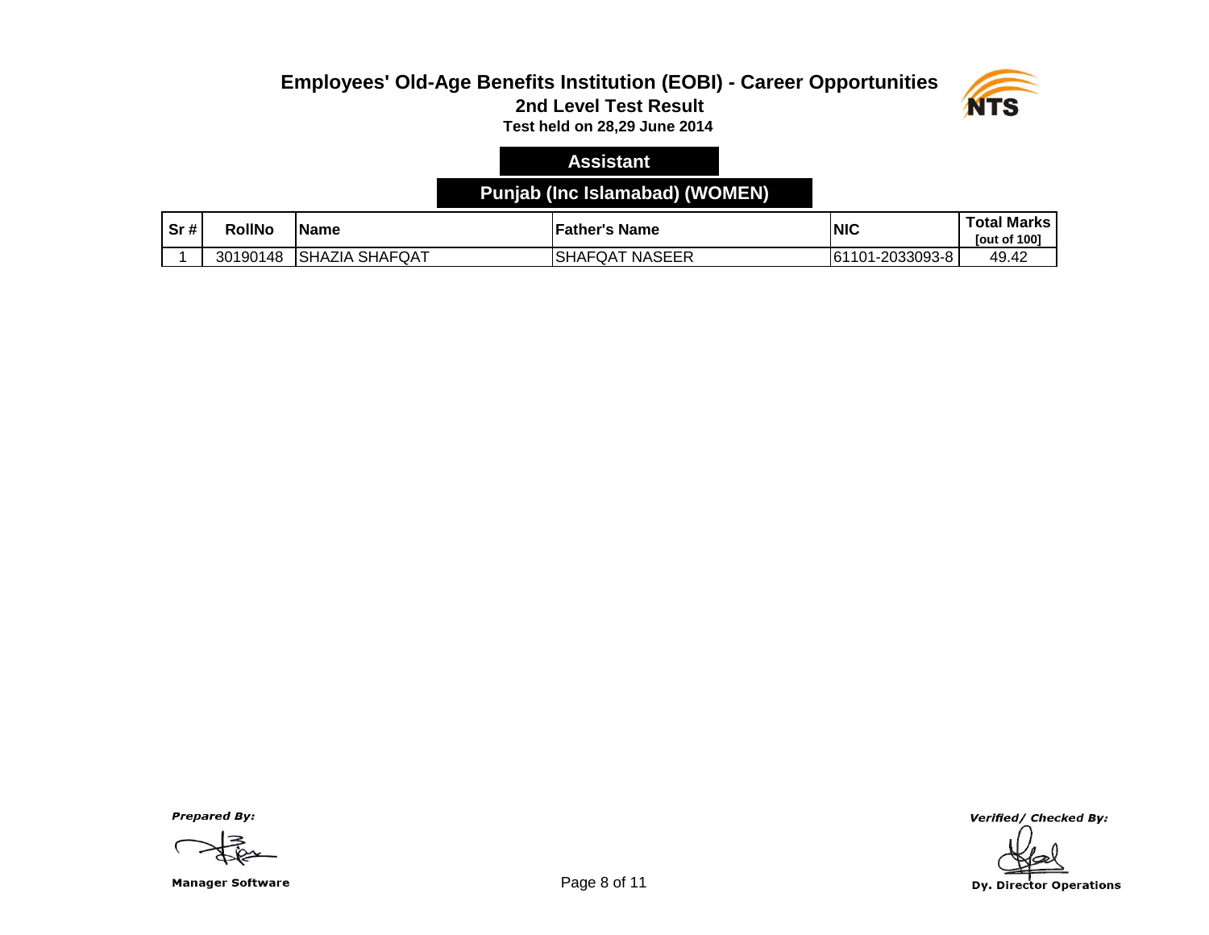# Employees' Old-Age Benefits Institution (EOBI) - Career Opportunities

## 2nd Level Test Result

**Test held on 28,29 June 2014**

**Assistant**

**Punjab (Inc Islamabad) (WOMEN)**

| Sr # | RollNo | Name | Father's Name | NIC | Total Marks [out of 100] |
|---|---|---|---|---|---|
| 1 | 30190148 | SHAZIA SHAFQAT | SHAFQAT NASEER | 61101-2033093-8 | 49.42 |

*Prepared By:*

**Manager Software**

*Verified/ Checked By:*

**Dy. Director Operations**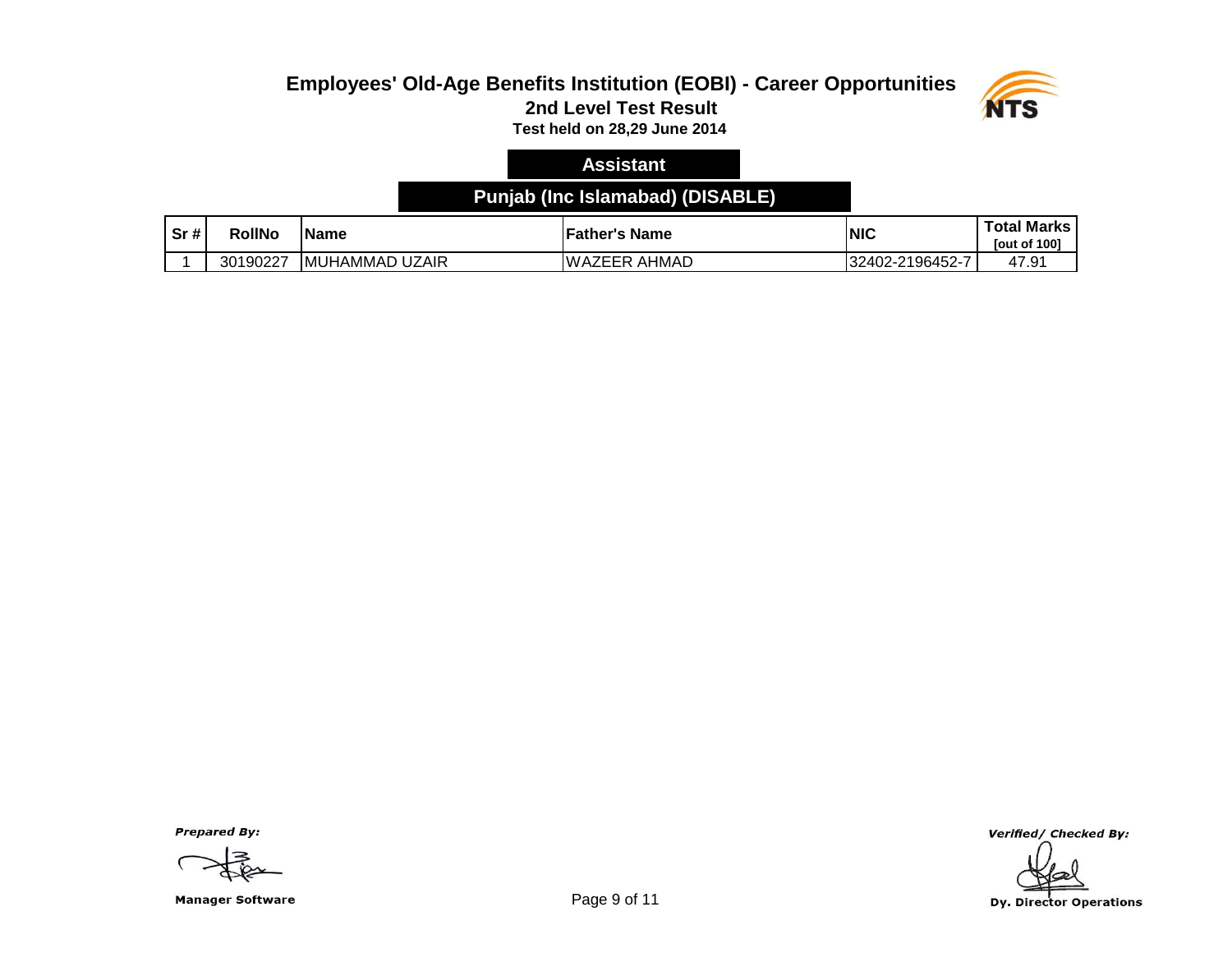# Employees' Old-Age Benefits Institution (EOBI) - Career Opportunities

## 2nd Level Test Result

**Test held on 28,29 June 2014**

### Assistant

### Punjab (Inc Islamabad) (DISABLE)

| Sr # | RollNo | Name | Father's Name | NIC | Total Marks [out of 100] |
|---|---|---|---|---|---|
| 1 | 30190227 | MUHAMMAD UZAIR | WAZEER AHMAD | 32402-2196452-7 | 47.91 |

*Prepared By:*

**Manager Software**

*Verified/ Checked By:*

**Dy. Director Operations**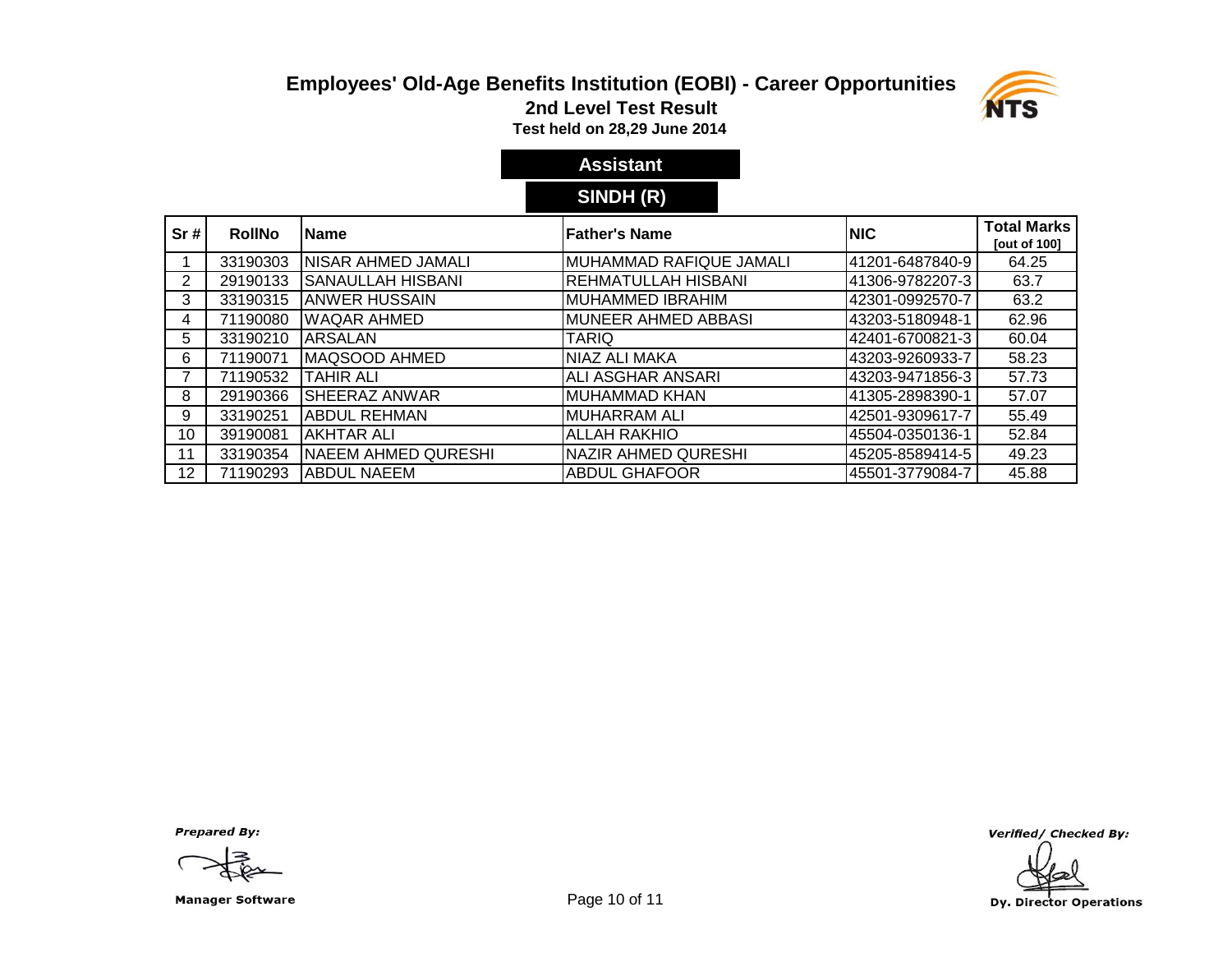# Employees' Old-Age Benefits Institution (EOBI) - Career Opportunities

## 2nd Level Test Result

**Test held on 28,29 June 2014**

### Assistant

### SINDH (R)

| Sr # | RollNo | Name | Father's Name | NIC | Total Marks [out of 100] |
|---|---|---|---|---|---|
| 1 | 33190303 | NISAR AHMED JAMALI | MUHAMMAD RAFIQUE JAMALI | 41201-6487840-9 | 64.25 |
| 2 | 29190133 | SANAULLAH HISBANI | REHMATULLAH HISBANI | 41306-9782207-3 | 63.7 |
| 3 | 33190315 | ANWER HUSSAIN | MUHAMMED IBRAHIM | 42301-0992570-7 | 63.2 |
| 4 | 71190080 | WAQAR AHMED | MUNEER AHMED ABBASI | 43203-5180948-1 | 62.96 |
| 5 | 33190210 | ARSALAN | TARIQ | 42401-6700821-3 | 60.04 |
| 6 | 71190071 | MAQSOOD AHMED | NIAZ ALI MAKA | 43203-9260933-7 | 58.23 |
| 7 | 71190532 | TAHIR ALI | ALI ASGHAR ANSARI | 43203-9471856-3 | 57.73 |
| 8 | 29190366 | SHEERAZ ANWAR | MUHAMMAD KHAN | 41305-2898390-1 | 57.07 |
| 9 | 33190251 | ABDUL REHMAN | MUHARRAM ALI | 42501-9309617-7 | 55.49 |
| 10 | 39190081 | AKHTAR ALI | ALLAH RAKHIO | 45504-0350136-1 | 52.84 |
| 11 | 33190354 | NAEEM AHMED QURESHI | NAZIR AHMED QURESHI | 45205-8589414-5 | 49.23 |
| 12 | 71190293 | ABDUL NAEEM | ABDUL GHAFOOR | 45501-3779084-7 | 45.88 |

*Prepared By:*

Manager Software

*Verified/ Checked By:*

Dy. Director Operations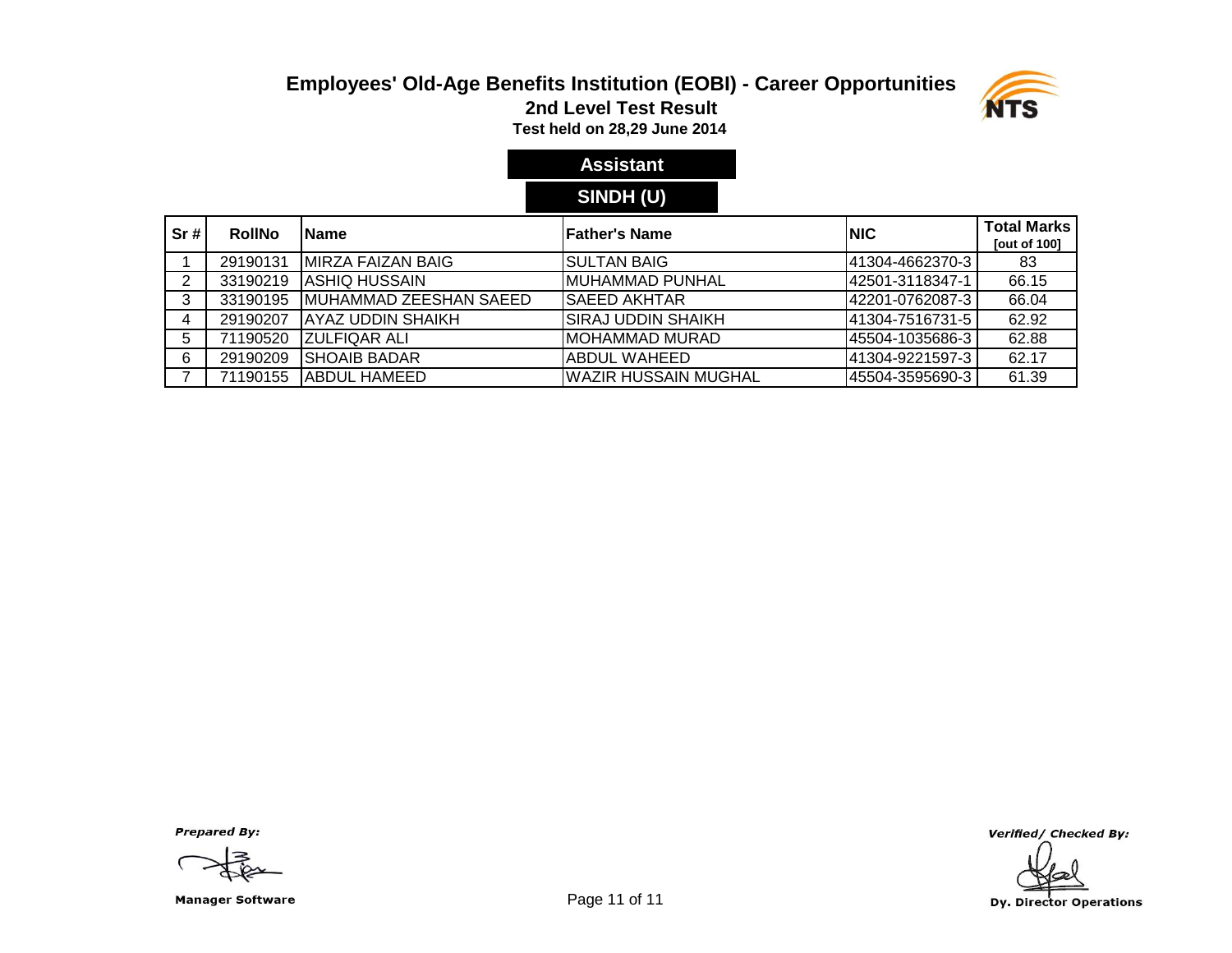# Employees' Old-Age Benefits Institution (EOBI) - Career Opportunities

## 2nd Level Test Result

**Test held on 28,29 June 2014**

### Assistant

### SINDH (U)

| Sr # | RollNo | Name | Father's Name | NIC | Total Marks [out of 100] |
|---|---|---|---|---|---|
| 1 | 29190131 | MIRZA FAIZAN BAIG | SULTAN BAIG | 41304-4662370-3 | 83 |
| 2 | 33190219 | ASHIQ HUSSAIN | MUHAMMAD PUNHAL | 42501-3118347-1 | 66.15 |
| 3 | 33190195 | MUHAMMAD ZEESHAN SAEED | SAEED AKHTAR | 42201-0762087-3 | 66.04 |
| 4 | 29190207 | AYAZ UDDIN SHAIKH | SIRAJ UDDIN SHAIKH | 41304-7516731-5 | 62.92 |
| 5 | 71190520 | ZULFIQAR ALI | MOHAMMAD MURAD | 45504-1035686-3 | 62.88 |
| 6 | 29190209 | SHOAIB BADAR | ABDUL WAHEED | 41304-9221597-3 | 62.17 |
| 7 | 71190155 | ABDUL HAMEED | WAZIR HUSSAIN MUGHAL | 45504-3595690-3 | 61.39 |

*Prepared By:*

Manager Software

*Verified/ Checked By:*

Dy. Director Operations